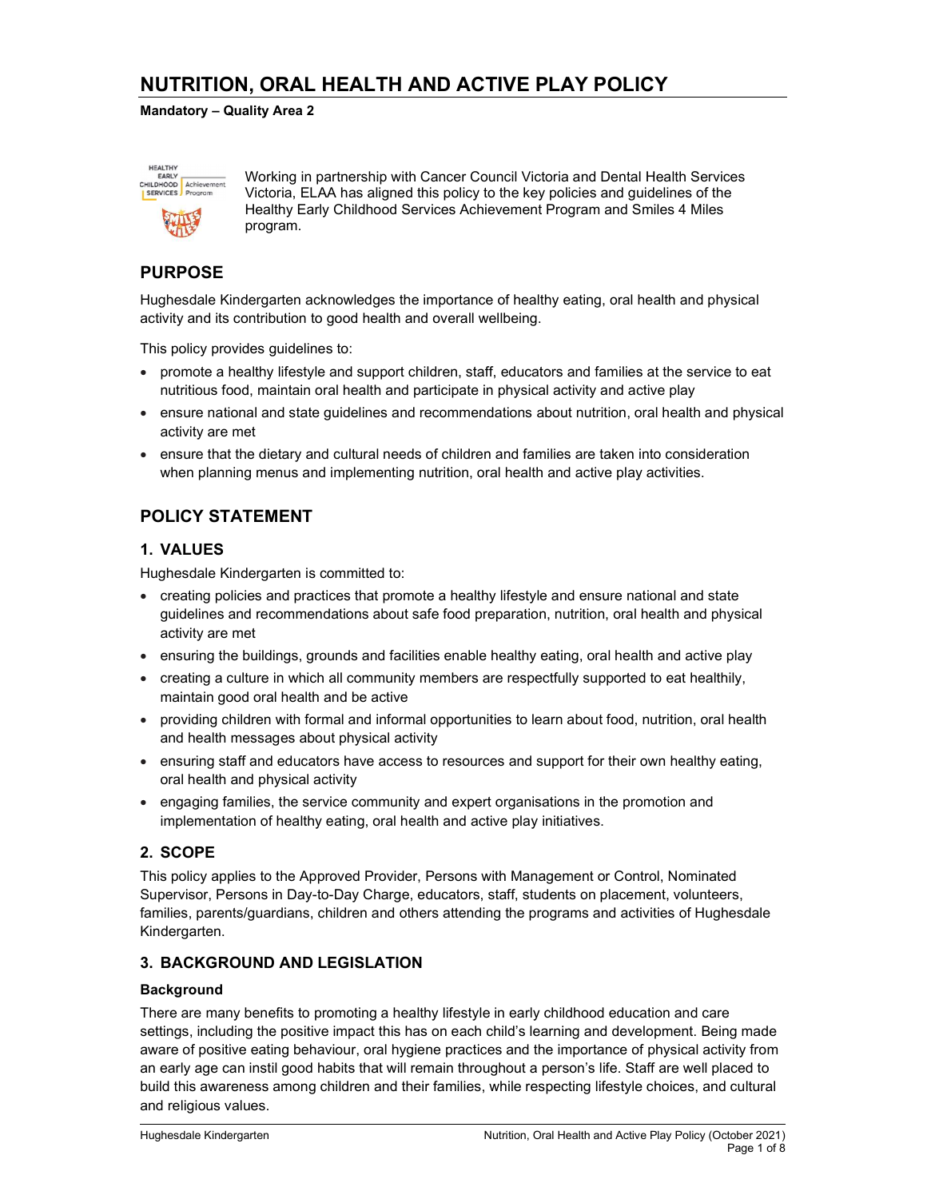# NUTRITION, ORAL HEALTH AND ACTIVE PLAY POLICY

**Mandatory – Quality Area 2**

Working in partnership with Cancer Council Victoria and Dental Health Services Victoria, ELAA has aligned this policy to the key policies and guidelines of the Healthy Early Childhood Services Achievement Program and Smiles 4 Miles program.

## PURPOSE

Hughesdale Kindergarten acknowledges the importance of healthy eating, oral health and physical activity and its contribution to good health and overall wellbeing.

This policy provides guidelines to:

- promote a healthy lifestyle and support children, staff, educators and families at the service to eat nutritious food, maintain oral health and participate in physical activity and active play
- ensure national and state guidelines and recommendations about nutrition, oral health and physical activity are met
- ensure that the dietary and cultural needs of children and families are taken into consideration when planning menus and implementing nutrition, oral health and active play activities.

## POLICY STATEMENT

### 1. VALUES

Hughesdale Kindergarten is committed to:

- creating policies and practices that promote a healthy lifestyle and ensure national and state guidelines and recommendations about safe food preparation, nutrition, oral health and physical activity are met
- ensuring the buildings, grounds and facilities enable healthy eating, oral health and active play
- creating a culture in which all community members are respectfully supported to eat healthily, maintain good oral health and be active
- providing children with formal and informal opportunities to learn about food, nutrition, oral health and health messages about physical activity
- ensuring staff and educators have access to resources and support for their own healthy eating, oral health and physical activity
- engaging families, the service community and expert organisations in the promotion and implementation of healthy eating, oral health and active play initiatives.

### 2. SCOPE

This policy applies to the Approved Provider, Persons with Management or Control, Nominated Supervisor, Persons in Day-to-Day Charge, educators, staff, students on placement, volunteers, families, parents/guardians, children and others attending the programs and activities of Hughesdale Kindergarten.

### 3. BACKGROUND AND LEGISLATION

**Background**

There are many benefits to promoting a healthy lifestyle in early childhood education and care settings, including the positive impact this has on each child's learning and development. Being made aware of positive eating behaviour, oral hygiene practices and the importance of physical activity from an early age can instil good habits that will remain throughout a person's life. Staff are well placed to build this awareness among children and their families, while respecting lifestyle choices, and cultural and religious values.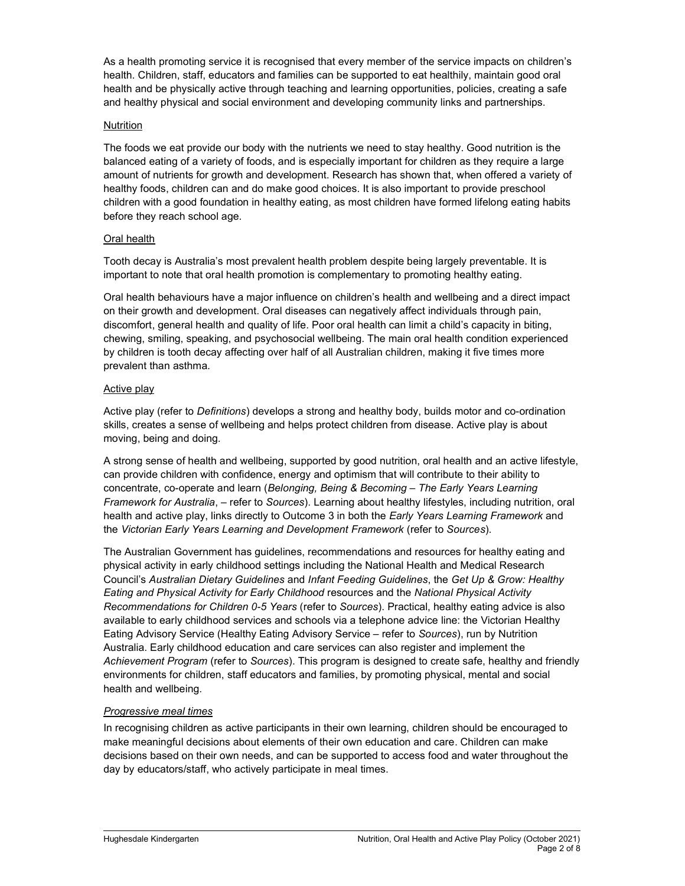As a health promoting service it is recognised that every member of the service impacts on children's health. Children, staff, educators and families can be supported to eat healthily, maintain good oral health and be physically active through teaching and learning opportunities, policies, creating a safe and healthy physical and social environment and developing community links and partnerships.

### Nutrition

The foods we eat provide our body with the nutrients we need to stay healthy. Good nutrition is the balanced eating of a variety of foods, and is especially important for children as they require a large amount of nutrients for growth and development. Research has shown that, when offered a variety of healthy foods, children can and do make good choices. It is also important to provide preschool children with a good foundation in healthy eating, as most children have formed lifelong eating habits before they reach school age.

### Oral health

Tooth decay is Australia's most prevalent health problem despite being largely preventable. It is important to note that oral health promotion is complementary to promoting healthy eating.

Oral health behaviours have a major influence on children's health and wellbeing and a direct impact on their growth and development. Oral diseases can negatively affect individuals through pain, discomfort, general health and quality of life. Poor oral health can limit a child's capacity in biting, chewing, smiling, speaking, and psychosocial wellbeing. The main oral health condition experienced by children is tooth decay affecting over half of all Australian children, making it five times more prevalent than asthma.

### Active play

Active play (refer to *Definitions*) develops a strong and healthy body, builds motor and co-ordination skills, creates a sense of wellbeing and helps protect children from disease. Active play is about moving, being and doing.

A strong sense of health and wellbeing, supported by good nutrition, oral health and an active lifestyle, can provide children with confidence, energy and optimism that will contribute to their ability to concentrate, co-operate and learn (*Belonging, Being & Becoming – The Early Years Learning Framework for Australia*, – refer to *Sources*). Learning about healthy lifestyles, including nutrition, oral health and active play, links directly to Outcome 3 in both the *Early Years Learning Framework* and the *Victorian Early Years Learning and Development Framework* (refer to *Sources*).

The Australian Government has guidelines, recommendations and resources for healthy eating and physical activity in early childhood settings including the National Health and Medical Research Council's *Australian Dietary Guidelines* and *Infant Feeding Guidelines*, the *Get Up & Grow: Healthy Eating and Physical Activity for Early Childhood* resources and the *National Physical Activity Recommendations for Children 0-5 Years* (refer to *Sources*). Practical, healthy eating advice is also available to early childhood services and schools via a telephone advice line: the Victorian Healthy Eating Advisory Service (Healthy Eating Advisory Service – refer to *Sources*), run by Nutrition Australia. Early childhood education and care services can also register and implement the *Achievement Program* (refer to *Sources*). This program is designed to create safe, healthy and friendly environments for children, staff educators and families, by promoting physical, mental and social health and wellbeing.

#### *Progressive meal times*

In recognising children as active participants in their own learning, children should be encouraged to make meaningful decisions about elements of their own education and care. Children can make decisions based on their own needs, and can be supported to access food and water throughout the day by educators/staff, who actively participate in meal times.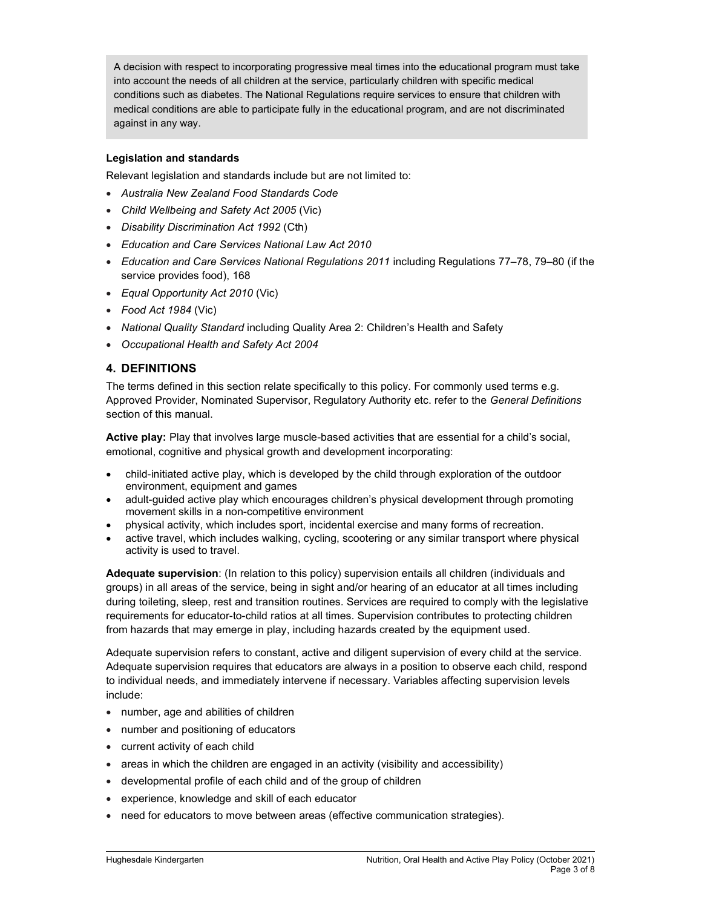A decision with respect to incorporating progressive meal times into the educational program must take into account the needs of all children at the service, particularly children with specific medical conditions such as diabetes. The National Regulations require services to ensure that children with medical conditions are able to participate fully in the educational program, and are not discriminated against in any way.

**Legislation and standards**

Relevant legislation and standards include but are not limited to:

- *Australia New Zealand Food Standards Code*
- *Child Wellbeing and Safety Act 2005* (Vic)
- *Disability Discrimination Act 1992* (Cth)
- *Education and Care Services National Law Act 2010*
- *Education and Care Services National Regulations 2011* including Regulations 77–78, 79–80 (if the service provides food), 168
- *Equal Opportunity Act 2010* (Vic)
- *Food Act 1984* (Vic)
- *National Quality Standard* including Quality Area 2: Children's Health and Safety
- *Occupational Health and Safety Act 2004*

## 4. DEFINITIONS

The terms defined in this section relate specifically to this policy. For commonly used terms e.g. Approved Provider, Nominated Supervisor, Regulatory Authority etc. refer to the *General Definitions* section of this manual.

**Active play:** Play that involves large muscle-based activities that are essential for a child's social, emotional, cognitive and physical growth and development incorporating:

- child-initiated active play, which is developed by the child through exploration of the outdoor environment, equipment and games
- adult-guided active play which encourages children's physical development through promoting movement skills in a non-competitive environment
- physical activity, which includes sport, incidental exercise and many forms of recreation.
- active travel, which includes walking, cycling, scootering or any similar transport where physical activity is used to travel.

**Adequate supervision**: (In relation to this policy) supervision entails all children (individuals and groups) in all areas of the service, being in sight and/or hearing of an educator at all times including during toileting, sleep, rest and transition routines. Services are required to comply with the legislative requirements for educator-to-child ratios at all times. Supervision contributes to protecting children from hazards that may emerge in play, including hazards created by the equipment used.

Adequate supervision refers to constant, active and diligent supervision of every child at the service. Adequate supervision requires that educators are always in a position to observe each child, respond to individual needs, and immediately intervene if necessary. Variables affecting supervision levels include:

- number, age and abilities of children
- number and positioning of educators
- current activity of each child
- areas in which the children are engaged in an activity (visibility and accessibility)
- developmental profile of each child and of the group of children
- experience, knowledge and skill of each educator
- need for educators to move between areas (effective communication strategies).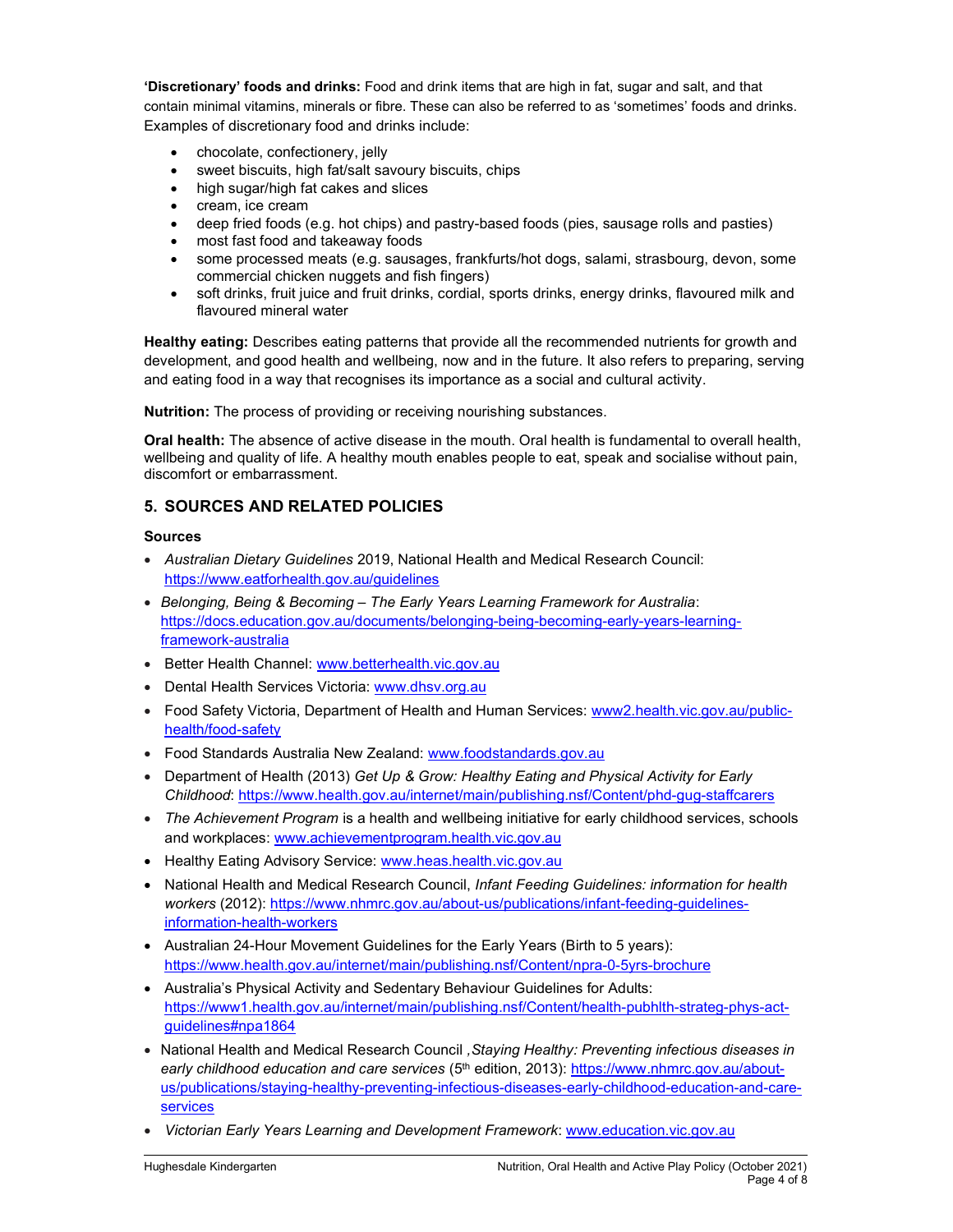**'Discretionary' foods and drinks:** Food and drink items that are high in fat, sugar and salt, and that contain minimal vitamins, minerals or fibre. These can also be referred to as 'sometimes' foods and drinks. Examples of discretionary food and drinks include:

- chocolate, confectionery, jelly
- sweet biscuits, high fat/salt savoury biscuits, chips
- high sugar/high fat cakes and slices
- cream, ice cream
- deep fried foods (e.g. hot chips) and pastry-based foods (pies, sausage rolls and pasties)
- most fast food and takeaway foods
- some processed meats (e.g. sausages, frankfurts/hot dogs, salami, strasbourg, devon, some commercial chicken nuggets and fish fingers)
- soft drinks, fruit juice and fruit drinks, cordial, sports drinks, energy drinks, flavoured milk and flavoured mineral water

**Healthy eating:** Describes eating patterns that provide all the recommended nutrients for growth and development, and good health and wellbeing, now and in the future. It also refers to preparing, serving and eating food in a way that recognises its importance as a social and cultural activity.

**Nutrition:** The process of providing or receiving nourishing substances.

**Oral health:** The absence of active disease in the mouth. Oral health is fundamental to overall health, wellbeing and quality of life. A healthy mouth enables people to eat, speak and socialise without pain, discomfort or embarrassment.

## 5. SOURCES AND RELATED POLICIES

### Sources

- *Australian Dietary Guidelines* 2019, National Health and Medical Research Council: https://www.eatforhealth.gov.au/guidelines
- *Belonging, Being & Becoming – The Early Years Learning Framework for Australia*: https://docs.education.gov.au/documents/belonging-being-becoming-early-years-learning-framework-australia
- Better Health Channel: www.betterhealth.vic.gov.au
- Dental Health Services Victoria: www.dhsv.org.au
- Food Safety Victoria, Department of Health and Human Services: www2.health.vic.gov.au/public-health/food-safety
- Food Standards Australia New Zealand: www.foodstandards.gov.au
- Department of Health (2013) *Get Up & Grow: Healthy Eating and Physical Activity for Early Childhood*: https://www.health.gov.au/internet/main/publishing.nsf/Content/phd-gug-staffcarers
- *The Achievement Program* is a health and wellbeing initiative for early childhood services, schools and workplaces: www.achievementprogram.health.vic.gov.au
- Healthy Eating Advisory Service: www.heas.health.vic.gov.au
- National Health and Medical Research Council, *Infant Feeding Guidelines: information for health workers* (2012): https://www.nhmrc.gov.au/about-us/publications/infant-feeding-guidelines-information-health-workers
- Australian 24-Hour Movement Guidelines for the Early Years (Birth to 5 years): https://www.health.gov.au/internet/main/publishing.nsf/Content/npra-0-5yrs-brochure
- Australia's Physical Activity and Sedentary Behaviour Guidelines for Adults: https://www1.health.gov.au/internet/main/publishing.nsf/Content/health-pubhlth-strateg-phys-act-guidelines#npa1864
- National Health and Medical Research Council ,*Staying Healthy: Preventing infectious diseases in early childhood education and care services* (5th edition, 2013): https://www.nhmrc.gov.au/about-us/publications/staying-healthy-preventing-infectious-diseases-early-childhood-education-and-care-services
- *Victorian Early Years Learning and Development Framework*: www.education.vic.gov.au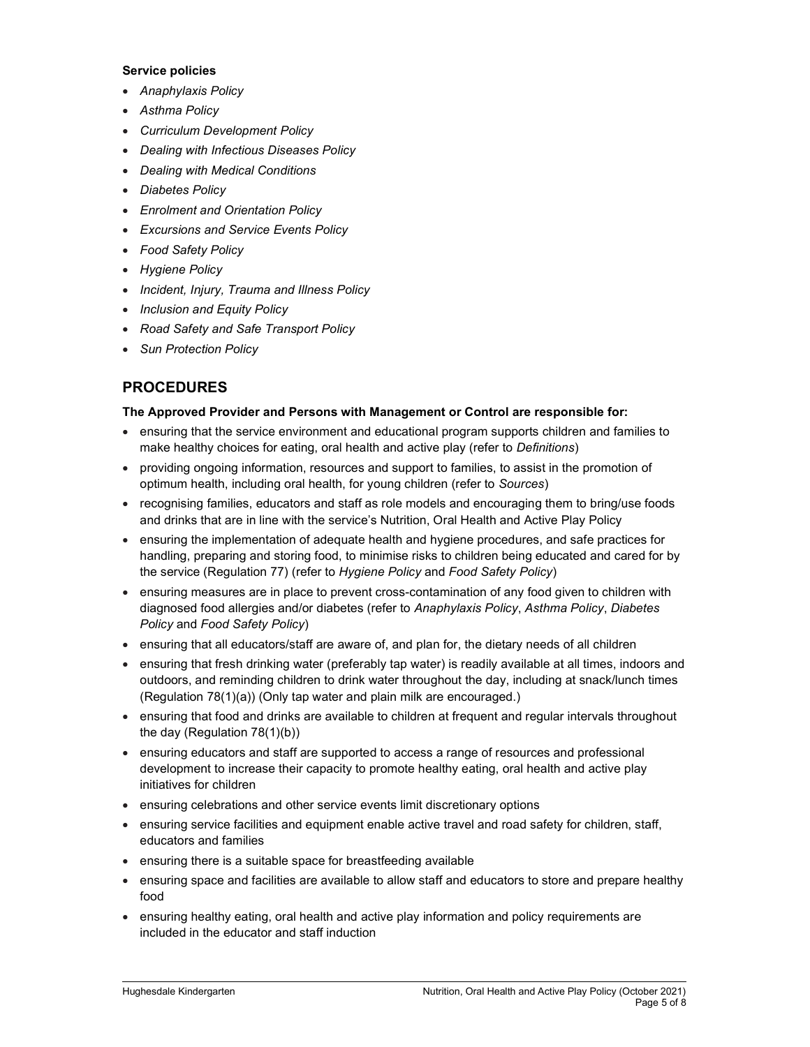**Service policies**

- *Anaphylaxis Policy*
- *Asthma Policy*
- *Curriculum Development Policy*
- *Dealing with Infectious Diseases Policy*
- *Dealing with Medical Conditions*
- *Diabetes Policy*
- *Enrolment and Orientation Policy*
- *Excursions and Service Events Policy*
- *Food Safety Policy*
- *Hygiene Policy*
- *Incident, Injury, Trauma and Illness Policy*
- *Inclusion and Equity Policy*
- *Road Safety and Safe Transport Policy*
- *Sun Protection Policy*

## PROCEDURES

**The Approved Provider and Persons with Management or Control are responsible for:**

- ensuring that the service environment and educational program supports children and families to make healthy choices for eating, oral health and active play (refer to *Definitions*)
- providing ongoing information, resources and support to families, to assist in the promotion of optimum health, including oral health, for young children (refer to *Sources*)
- recognising families, educators and staff as role models and encouraging them to bring/use foods and drinks that are in line with the service's Nutrition, Oral Health and Active Play Policy
- ensuring the implementation of adequate health and hygiene procedures, and safe practices for handling, preparing and storing food, to minimise risks to children being educated and cared for by the service (Regulation 77) (refer to *Hygiene Policy* and *Food Safety Policy*)
- ensuring measures are in place to prevent cross-contamination of any food given to children with diagnosed food allergies and/or diabetes (refer to *Anaphylaxis Policy*, *Asthma Policy*, *Diabetes Policy* and *Food Safety Policy*)
- ensuring that all educators/staff are aware of, and plan for, the dietary needs of all children
- ensuring that fresh drinking water (preferably tap water) is readily available at all times, indoors and outdoors, and reminding children to drink water throughout the day, including at snack/lunch times (Regulation 78(1)(a)) (Only tap water and plain milk are encouraged.)
- ensuring that food and drinks are available to children at frequent and regular intervals throughout the day (Regulation 78(1)(b))
- ensuring educators and staff are supported to access a range of resources and professional development to increase their capacity to promote healthy eating, oral health and active play initiatives for children
- ensuring celebrations and other service events limit discretionary options
- ensuring service facilities and equipment enable active travel and road safety for children, staff, educators and families
- ensuring there is a suitable space for breastfeeding available
- ensuring space and facilities are available to allow staff and educators to store and prepare healthy food
- ensuring healthy eating, oral health and active play information and policy requirements are included in the educator and staff induction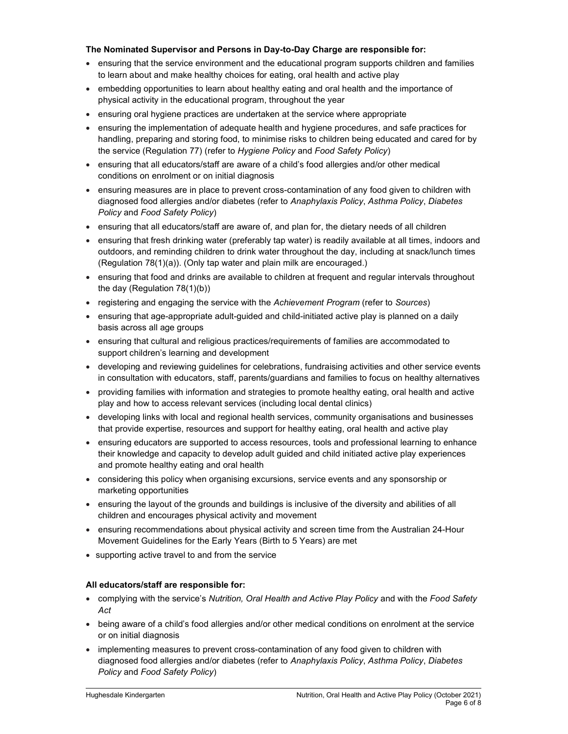**The Nominated Supervisor and Persons in Day-to-Day Charge are responsible for:**

- ensuring that the service environment and the educational program supports children and families to learn about and make healthy choices for eating, oral health and active play
- embedding opportunities to learn about healthy eating and oral health and the importance of physical activity in the educational program, throughout the year
- ensuring oral hygiene practices are undertaken at the service where appropriate
- ensuring the implementation of adequate health and hygiene procedures, and safe practices for handling, preparing and storing food, to minimise risks to children being educated and cared for by the service (Regulation 77) (refer to *Hygiene Policy* and *Food Safety Policy*)
- ensuring that all educators/staff are aware of a child's food allergies and/or other medical conditions on enrolment or on initial diagnosis
- ensuring measures are in place to prevent cross-contamination of any food given to children with diagnosed food allergies and/or diabetes (refer to *Anaphylaxis Policy*, *Asthma Policy*, *Diabetes Policy* and *Food Safety Policy*)
- ensuring that all educators/staff are aware of, and plan for, the dietary needs of all children
- ensuring that fresh drinking water (preferably tap water) is readily available at all times, indoors and outdoors, and reminding children to drink water throughout the day, including at snack/lunch times (Regulation 78(1)(a)). (Only tap water and plain milk are encouraged.)
- ensuring that food and drinks are available to children at frequent and regular intervals throughout the day (Regulation 78(1)(b))
- registering and engaging the service with the *Achievement Program* (refer to *Sources*)
- ensuring that age-appropriate adult-guided and child-initiated active play is planned on a daily basis across all age groups
- ensuring that cultural and religious practices/requirements of families are accommodated to support children's learning and development
- developing and reviewing guidelines for celebrations, fundraising activities and other service events in consultation with educators, staff, parents/guardians and families to focus on healthy alternatives
- providing families with information and strategies to promote healthy eating, oral health and active play and how to access relevant services (including local dental clinics)
- developing links with local and regional health services, community organisations and businesses that provide expertise, resources and support for healthy eating, oral health and active play
- ensuring educators are supported to access resources, tools and professional learning to enhance their knowledge and capacity to develop adult guided and child initiated active play experiences and promote healthy eating and oral health
- considering this policy when organising excursions, service events and any sponsorship or marketing opportunities
- ensuring the layout of the grounds and buildings is inclusive of the diversity and abilities of all children and encourages physical activity and movement
- ensuring recommendations about physical activity and screen time from the Australian 24-Hour Movement Guidelines for the Early Years (Birth to 5 Years) are met
- supporting active travel to and from the service

**All educators/staff are responsible for:**

- complying with the service's *Nutrition, Oral Health and Active Play Policy* and with the *Food Safety Act*
- being aware of a child's food allergies and/or other medical conditions on enrolment at the service or on initial diagnosis
- implementing measures to prevent cross-contamination of any food given to children with diagnosed food allergies and/or diabetes (refer to *Anaphylaxis Policy*, *Asthma Policy*, *Diabetes Policy* and *Food Safety Policy*)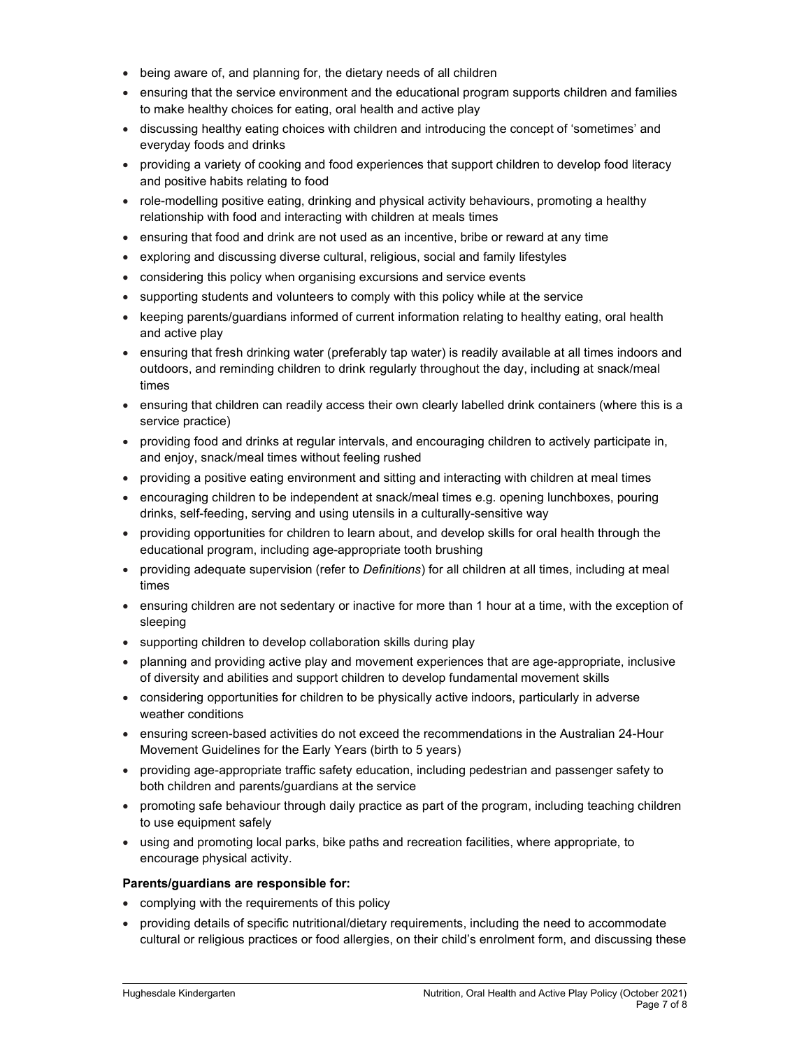- being aware of, and planning for, the dietary needs of all children
- ensuring that the service environment and the educational program supports children and families to make healthy choices for eating, oral health and active play
- discussing healthy eating choices with children and introducing the concept of 'sometimes' and everyday foods and drinks
- providing a variety of cooking and food experiences that support children to develop food literacy and positive habits relating to food
- role-modelling positive eating, drinking and physical activity behaviours, promoting a healthy relationship with food and interacting with children at meals times
- ensuring that food and drink are not used as an incentive, bribe or reward at any time
- exploring and discussing diverse cultural, religious, social and family lifestyles
- considering this policy when organising excursions and service events
- supporting students and volunteers to comply with this policy while at the service
- keeping parents/guardians informed of current information relating to healthy eating, oral health and active play
- ensuring that fresh drinking water (preferably tap water) is readily available at all times indoors and outdoors, and reminding children to drink regularly throughout the day, including at snack/meal times
- ensuring that children can readily access their own clearly labelled drink containers (where this is a service practice)
- providing food and drinks at regular intervals, and encouraging children to actively participate in, and enjoy, snack/meal times without feeling rushed
- providing a positive eating environment and sitting and interacting with children at meal times
- encouraging children to be independent at snack/meal times e.g. opening lunchboxes, pouring drinks, self-feeding, serving and using utensils in a culturally-sensitive way
- providing opportunities for children to learn about, and develop skills for oral health through the educational program, including age-appropriate tooth brushing
- providing adequate supervision (refer to *Definitions*) for all children at all times, including at meal times
- ensuring children are not sedentary or inactive for more than 1 hour at a time, with the exception of sleeping
- supporting children to develop collaboration skills during play
- planning and providing active play and movement experiences that are age-appropriate, inclusive of diversity and abilities and support children to develop fundamental movement skills
- considering opportunities for children to be physically active indoors, particularly in adverse weather conditions
- ensuring screen-based activities do not exceed the recommendations in the Australian 24-Hour Movement Guidelines for the Early Years (birth to 5 years)
- providing age-appropriate traffic safety education, including pedestrian and passenger safety to both children and parents/guardians at the service
- promoting safe behaviour through daily practice as part of the program, including teaching children to use equipment safely
- using and promoting local parks, bike paths and recreation facilities, where appropriate, to encourage physical activity.

**Parents/guardians are responsible for:**

- complying with the requirements of this policy
- providing details of specific nutritional/dietary requirements, including the need to accommodate cultural or religious practices or food allergies, on their child's enrolment form, and discussing these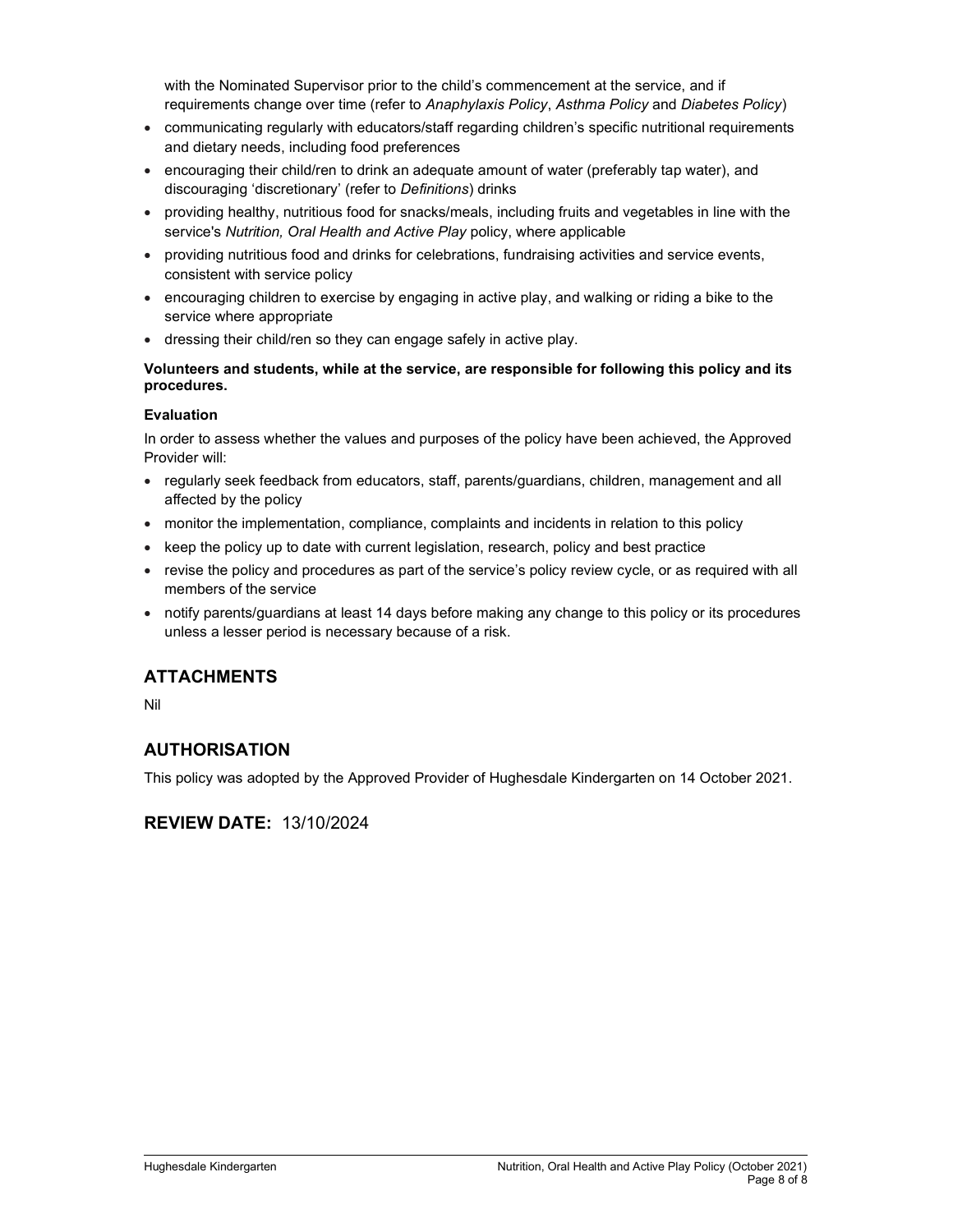with the Nominated Supervisor prior to the child's commencement at the service, and if requirements change over time (refer to *Anaphylaxis Policy*, *Asthma Policy* and *Diabetes Policy*)

- communicating regularly with educators/staff regarding children's specific nutritional requirements and dietary needs, including food preferences
- encouraging their child/ren to drink an adequate amount of water (preferably tap water), and discouraging 'discretionary' (refer to *Definitions*) drinks
- providing healthy, nutritious food for snacks/meals, including fruits and vegetables in line with the service's *Nutrition, Oral Health and Active Play* policy, where applicable
- providing nutritious food and drinks for celebrations, fundraising activities and service events, consistent with service policy
- encouraging children to exercise by engaging in active play, and walking or riding a bike to the service where appropriate
- dressing their child/ren so they can engage safely in active play.

**Volunteers and students, while at the service, are responsible for following this policy and its procedures.**

**Evaluation**

In order to assess whether the values and purposes of the policy have been achieved, the Approved Provider will:

- regularly seek feedback from educators, staff, parents/guardians, children, management and all affected by the policy
- monitor the implementation, compliance, complaints and incidents in relation to this policy
- keep the policy up to date with current legislation, research, policy and best practice
- revise the policy and procedures as part of the service's policy review cycle, or as required with all members of the service
- notify parents/guardians at least 14 days before making any change to this policy or its procedures unless a lesser period is necessary because of a risk.

## ATTACHMENTS

Nil

## AUTHORISATION

This policy was adopted by the Approved Provider of Hughesdale Kindergarten on 14 October 2021.

## REVIEW DATE: 13/10/2024